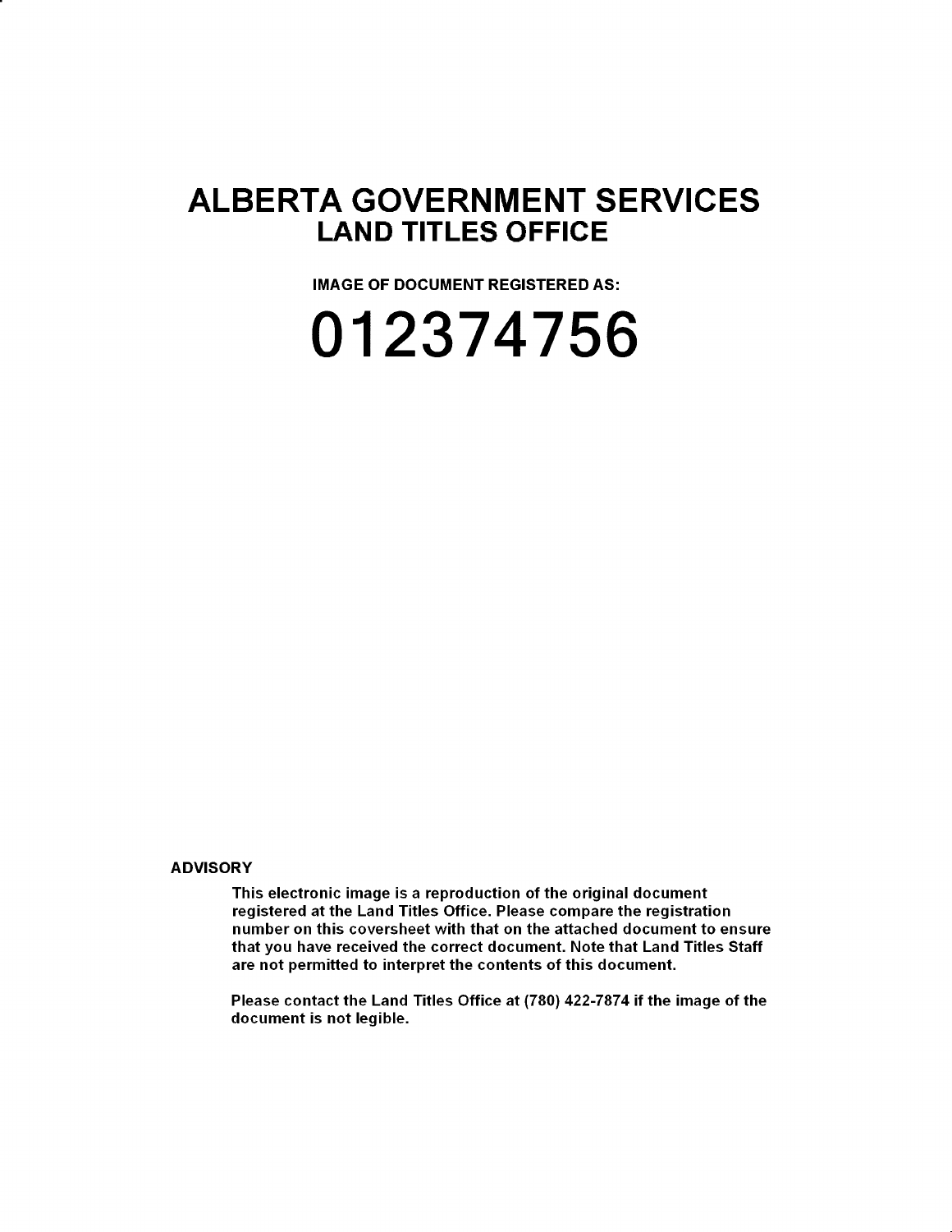# ALBERTA GOVERNMENT SERVICES

## LAND TITLES OFFICE

**IMAGE OF DOCUMENT REGISTERED AS:**

# 012374756

**ADVISORY**

**This electronic image is a reproduction of the original document registered at the Land Titles Office. Please compare the registration number on this coversheet with that on the attached document to ensure that you have received the correct document. Note that Land Titles Staff are not permitted to interpret the contents of this document.**

**Please contact the Land Titles Office at (780) 422-7874 if the image of the document is not legible.**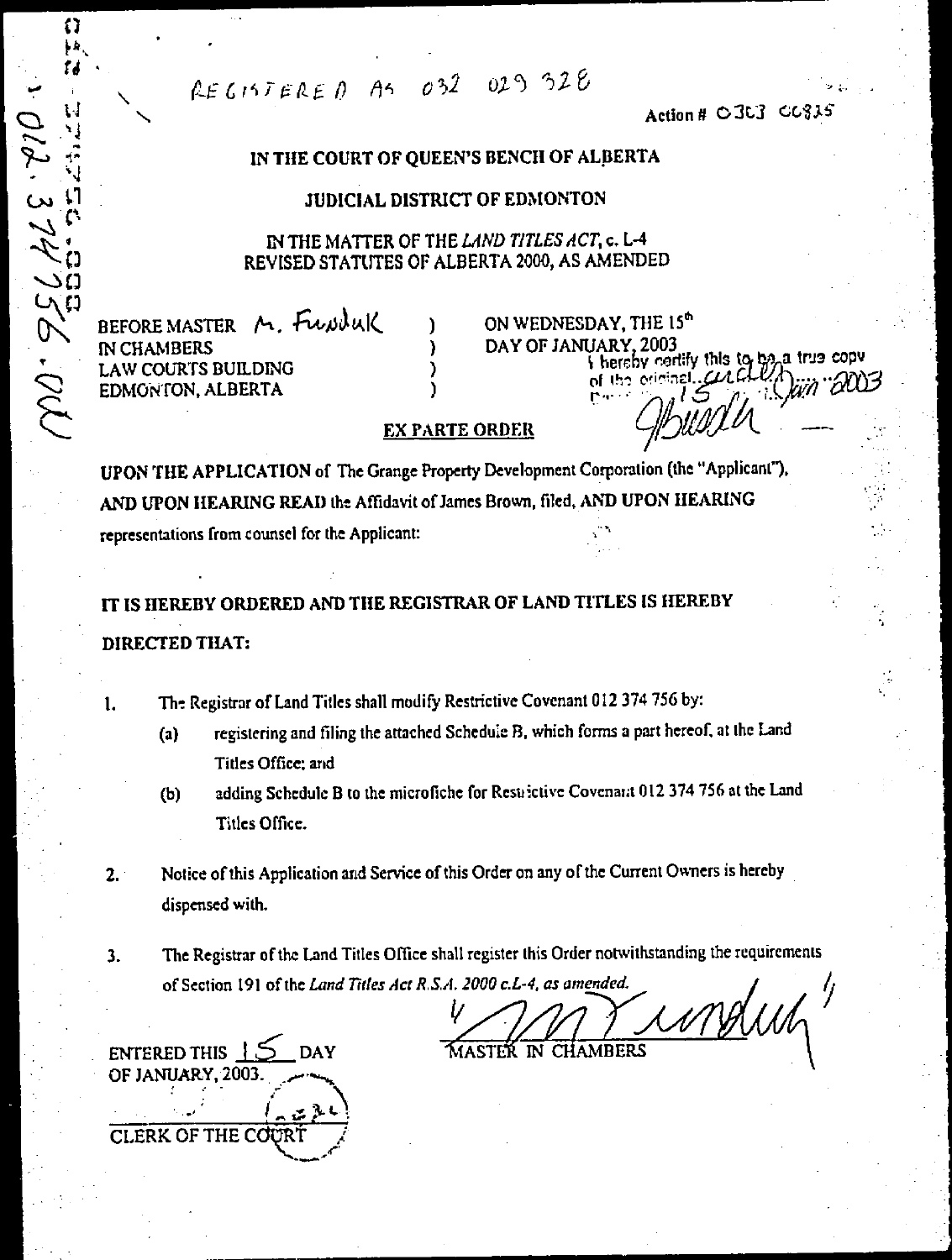REGISTERED AS 032 029 328

012.374756.002

Action # 0303 00835

IN THE COURT OF QUEEN'S BENCH OF ALBERTA

JUDICIAL DISTRICT OF EDMONTON

IN THE MATTER OF THE *LAND TITLES ACT*, c. L-4
REVISED STATUTES OF ALBERTA 2000, AS AMENDED

| | | |
|---|---|---|
| BEFORE MASTER M. Funduk<br>IN CHAMBERS<br>LAW COURTS BUILDING<br>EDMONTON, ALBERTA | ) | ON WEDNESDAY, THE 15th<br>DAY OF JANUARY, 2003 |

I hereby certify this to be a true copy of the original order 15 Jan 2003

## EX PARTE ORDER

**UPON THE APPLICATION** of The Grange Property Development Corporation (the "Applicant"), **AND UPON HEARING READ** the Affidavit of James Brown, filed, **AND UPON HEARING** representations from counsel for the Applicant:

**IT IS HEREBY ORDERED AND THE REGISTRAR OF LAND TITLES IS HEREBY DIRECTED THAT:**

1. The Registrar of Land Titles shall modify Restrictive Covenant 012 374 756 by:
   (a) registering and filing the attached Schedule B, which forms a part hereof, at the Land Titles Office; and
   (b) adding Schedule B to the microfiche for Restrictive Covenant 012 374 756 at the Land Titles Office.

2. Notice of this Application and Service of this Order on any of the Current Owners is hereby dispensed with.

3. The Registrar of the Land Titles Office shall register this Order notwithstanding the requirements of Section 191 of the *Land Titles Act R.S.A. 2000 c.L-4, as amended.*

MASTER IN CHAMBERS

ENTERED THIS 15 DAY OF JANUARY, 2003.

CLERK OF THE COURT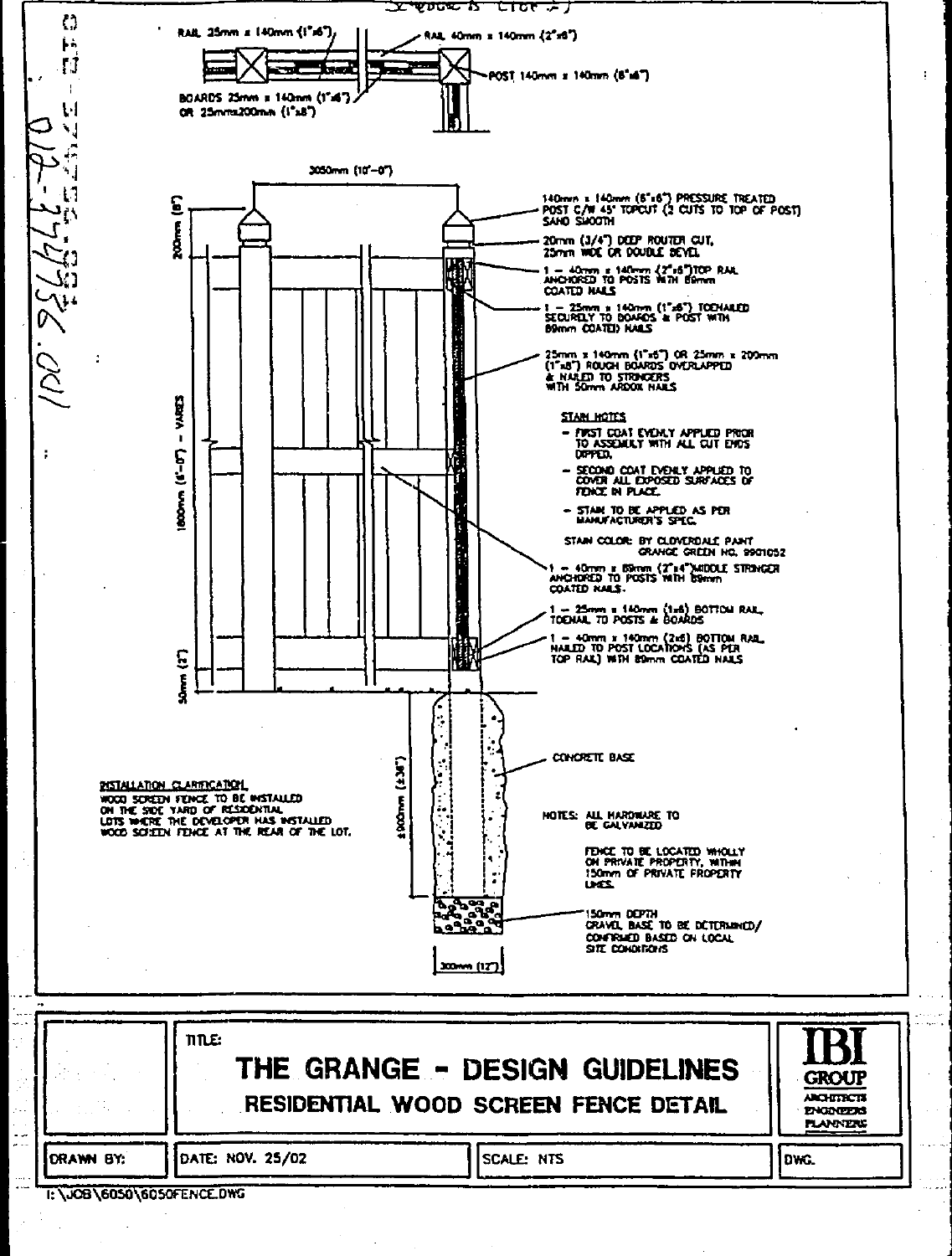RAIL 25mm x 140mm (1"x6")

RAIL 40mm x 140mm (2"x6")

POST 140mm x 140mm (6"x6")

BOARDS 25mm x 140mm (1"x6") OR 25mm x 200mm (1"x8")

3050mm (10'-0")

200mm (8")

1800mm (6'-0") - VARIES

50mm (2")

±900mm (±36")

300mm (12")

140mm x 140mm (6"x6") PRESSURE TREATED POST C/W 45° TOPCUT (2 CUTS TO TOP OF POST) SAND SMOOTH

20mm (3/4") DEEP ROUTER CUT, 25mm WIDE OR DOUBLE BEVEL

1 - 40mm x 140mm (2"x6") TOP RAIL ANCHORED TO POSTS WITH 89mm COATED NAILS

1 - 25mm x 140mm (1"x6") TOENAILED SECURELY TO BOARDS & POST WITH 89mm COATED NAILS

25mm x 140mm (1"x6") OR 25mm x 200mm (1"x8") ROUGH BOARDS OVERLAPPED & NAILED TO STRINGERS WITH 50mm ARDOX NAILS

**STAIN NOTES**

- FIRST COAT EVENLY APPLIED PRIOR TO ASSEMBLY WITH ALL CUT ENDS DIPPED.
- SECOND COAT EVENLY APPLIED TO COVER ALL EXPOSED SURFACES OF FENCE IN PLACE.
- STAIN TO BE APPLIED AS PER MANUFACTURER'S SPEC.

STAIN COLOR: BY CLOVERDALE PAINT GRANGE GREEN NO. 9901052

1 - 40mm x 89mm (2"x4") MIDDLE STRINGER ANCHORED TO POSTS WITH 89mm COATED NAILS.

1 - 25mm x 140mm (1x6) BOTTOM RAIL, TOENAIL TO POSTS & BOARDS

1 - 40mm x 140mm (2x6) BOTTOM RAIL, NAILED TO POST LOCATIONS (AS PER TOP RAIL) WITH 89mm COATED NAILS

CONCRETE BASE

**INSTALLATION CLARIFICATION**

WOOD SCREEN FENCE TO BE INSTALLED ON THE SIDE YARD OF RESIDENTIAL LOTS WHERE THE DEVELOPER HAS INSTALLED WOOD SCREEN FENCE AT THE REAR OF THE LOT.

NOTES: ALL HARDWARE TO BE GALVANIZED

FENCE TO BE LOCATED WHOLLY ON PRIVATE PROPERTY, WITHIN 150mm OF PRIVATE PROPERTY LINES.

150mm DEPTH GRAVEL BASE TO BE DETERMINED/ CONFIRMED BASED ON LOCAL SITE CONDITIONS

| | TITLE: THE GRANGE - DESIGN GUIDELINES<br>RESIDENTIAL WOOD SCREEN FENCE DETAIL | | IBI GROUP<br>ARCHITECTS ENGINEERS PLANNERS |
|---|---|---|---|
| DRAWN BY: | DATE: NOV. 25/02 | SCALE: NTS | DWG. |

I:\JOB\6050\6050FENCE.DWG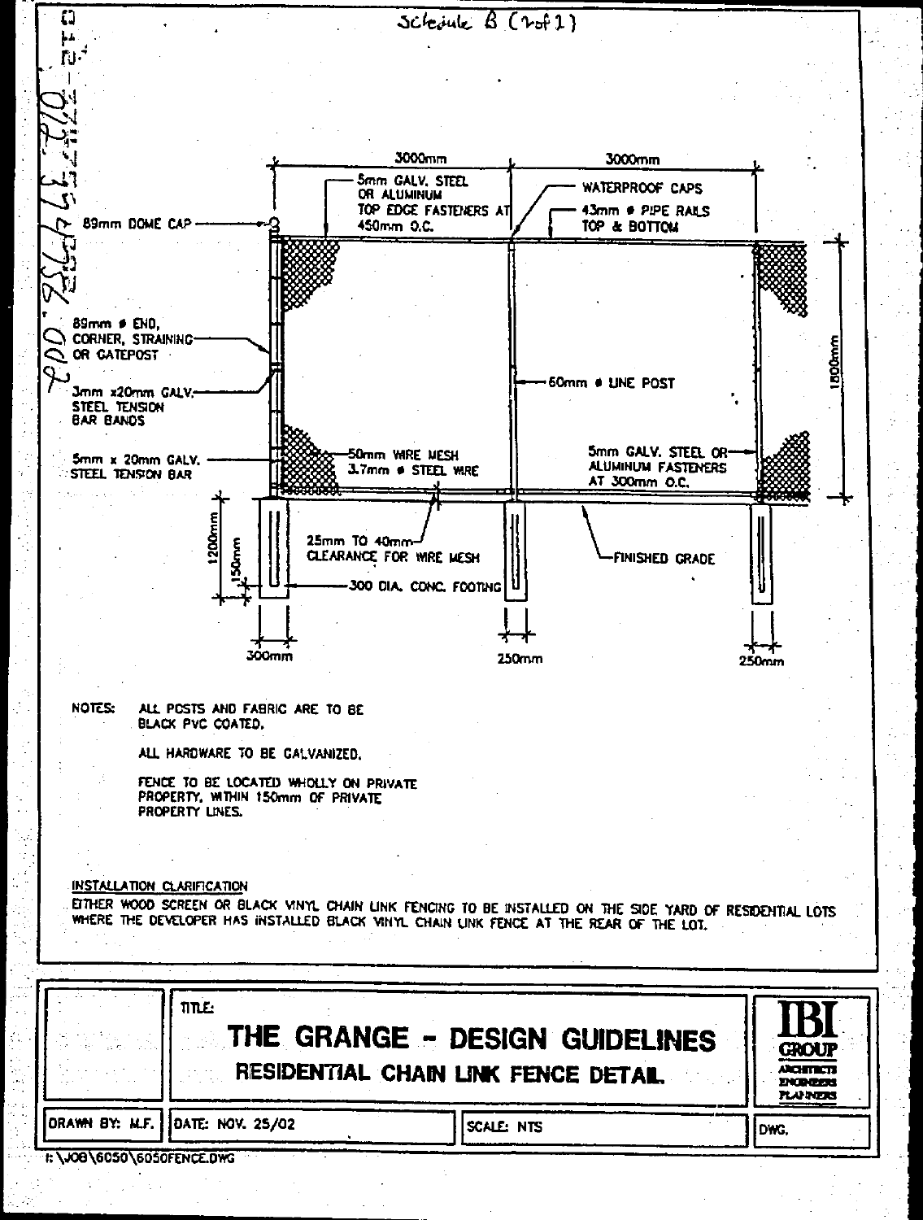Schedule B (1 of 1)

3000mm | 3000mm

- 89mm DOME CAP
- 5mm GALV. STEEL OR ALUMINUM TOP EDGE FASTENERS AT 450mm O.C.
- WATERPROOF CAPS
- 43mm ø PIPE RAILS TOP & BOTTOM
- 89mm ø END, CORNER, STRAINING OR GATEPOST
- 3mm x20mm GALV. STEEL TENSION BAR BANDS
- 60mm ø LINE POST
- 1800mm
- 5mm x 20mm GALV. STEEL TENSION BAR
- 50mm WIRE MESH 3.7mm ø STEEL WIRE
- 5mm GALV. STEEL OR ALUMINUM FASTENERS AT 300mm O.C.
- 25mm TO 40mm CLEARANCE FOR WIRE MESH
- FINISHED GRADE
- 1200mm
- 150mm
- 300 DIA. CONC. FOOTING
- 300mm
- 250mm
- 250mm

NOTES: ALL POSTS AND FABRIC ARE TO BE BLACK PVC COATED.

ALL HARDWARE TO BE GALVANIZED.

FENCE TO BE LOCATED WHOLLY ON PRIVATE PROPERTY, WITHIN 150mm OF PRIVATE PROPERTY LINES.

INSTALLATION CLARIFICATION

EITHER WOOD SCREEN OR BLACK VINYL CHAIN LINK FENCING TO BE INSTALLED ON THE SIDE YARD OF RESIDENTIAL LOTS WHERE THE DEVELOPER HAS INSTALLED BLACK VINYL CHAIN LINK FENCE AT THE REAR OF THE LOT.

| TITLE: **THE GRANGE - DESIGN GUIDELINES** **RESIDENTIAL CHAIN LINK FENCE DETAIL** | | IBI GROUP ARCHITECTS ENGINEERS PLANNERS |
|---|---|---|
| DRAWN BY: M.F. | DATE: NOV. 25/02 | SCALE: NTS |
| DWG. | | |

I:\JOB\6050\6050FENCE.DWG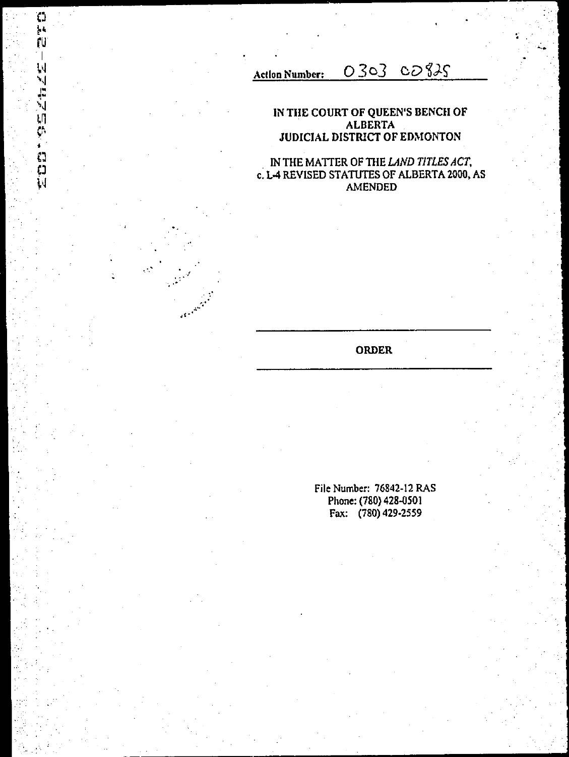Action Number: 0303 00825

**IN THE COURT OF QUEEN'S BENCH OF ALBERTA**
**JUDICIAL DISTRICT OF EDMONTON**

IN THE MATTER OF THE *LAND TITLES ACT*, c. L-4 REVISED STATUTES OF ALBERTA 2000, AS AMENDED

---

**ORDER**

---

File Number: 76842-12 RAS
Phone: (780) 428-0501
Fax: (780) 429-2559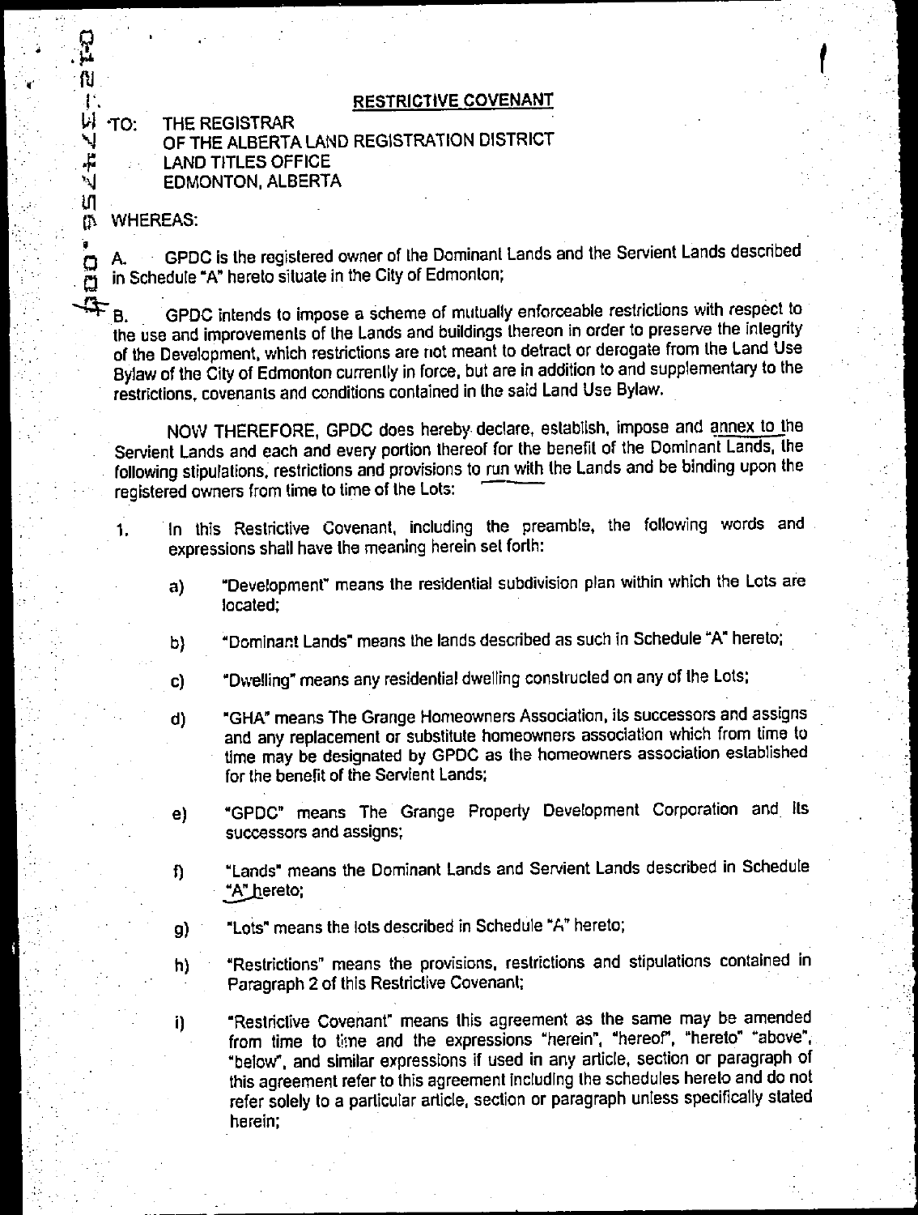# RESTRICTIVE COVENANT

TO: THE REGISTRAR
OF THE ALBERTA LAND REGISTRATION DISTRICT
LAND TITLES OFFICE
EDMONTON, ALBERTA

WHEREAS:

A. GPDC is the registered owner of the Dominant Lands and the Servient Lands described in Schedule "A" hereto situate in the City of Edmonton;

B. GPDC intends to impose a scheme of mutually enforceable restrictions with respect to the use and improvements of the Lands and buildings thereon in order to preserve the integrity of the Development, which restrictions are not meant to detract or derogate from the Land Use Bylaw of the City of Edmonton currently in force, but are in addition to and supplementary to the restrictions, covenants and conditions contained in the said Land Use Bylaw.

NOW THEREFORE, GPDC does hereby declare, establish, impose and annex to the Servient Lands and each and every portion thereof for the benefit of the Dominant Lands, the following stipulations, restrictions and provisions to run with the Lands and be binding upon the registered owners from time to time of the Lots:

1. In this Restrictive Covenant, including the preamble, the following words and expressions shall have the meaning herein set forth:

   a) "Development" means the residential subdivision plan within which the Lots are located;

   b) "Dominant Lands" means the lands described as such in Schedule "A" hereto;

   c) "Dwelling" means any residential dwelling constructed on any of the Lots;

   d) "GHA" means The Grange Homeowners Association, its successors and assigns and any replacement or substitute homeowners association which from time to time may be designated by GPDC as the homeowners association established for the benefit of the Servient Lands;

   e) "GPDC" means The Grange Property Development Corporation and its successors and assigns;

   f) "Lands" means the Dominant Lands and Servient Lands described in Schedule "A" hereto;

   g) "Lots" means the lots described in Schedule "A" hereto;

   h) "Restrictions" means the provisions, restrictions and stipulations contained in Paragraph 2 of this Restrictive Covenant;

   i) "Restrictive Covenant" means this agreement as the same may be amended from time to time and the expressions "herein", "hereof", "hereto" "above", "below", and similar expressions if used in any article, section or paragraph of this agreement refer to this agreement including the schedules hereto and do not refer solely to a particular article, section or paragraph unless specifically stated herein;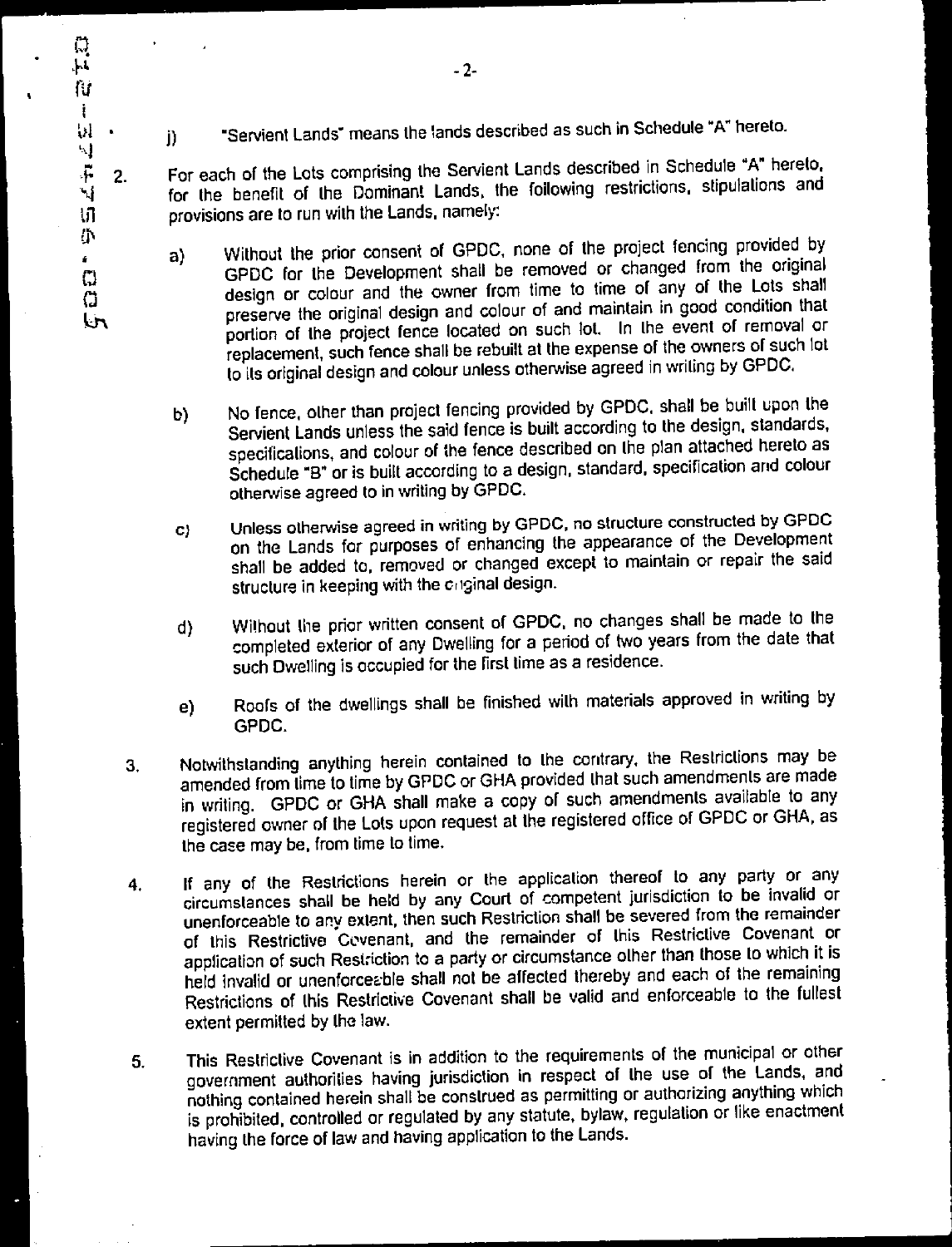j) "Servient Lands" means the lands described as such in Schedule "A" hereto.

2. For each of the Lots comprising the Servient Lands described in Schedule "A" hereto, for the benefit of the Dominant Lands, the following restrictions, stipulations and provisions are to run with the Lands, namely:

   a) Without the prior consent of GPDC, none of the project fencing provided by GPDC for the Development shall be removed or changed from the original design or colour and the owner from time to time of any of the Lots shall preserve the original design and colour of and maintain in good condition that portion of the project fence located on such lot. In the event of removal or replacement, such fence shall be rebuilt at the expense of the owners of such lot to its original design and colour unless otherwise agreed in writing by GPDC.

   b) No fence, other than project fencing provided by GPDC, shall be built upon the Servient Lands unless the said fence is built according to the design, standards, specifications, and colour of the fence described on the plan attached hereto as Schedule "B" or is built according to a design, standard, specification and colour otherwise agreed to in writing by GPDC.

   c) Unless otherwise agreed in writing by GPDC, no structure constructed by GPDC on the Lands for purposes of enhancing the appearance of the Development shall be added to, removed or changed except to maintain or repair the said structure in keeping with the original design.

   d) Without the prior written consent of GPDC, no changes shall be made to the completed exterior of any Dwelling for a period of two years from the date that such Dwelling is occupied for the first time as a residence.

   e) Roofs of the dwellings shall be finished with materials approved in writing by GPDC.

3. Notwithstanding anything herein contained to the contrary, the Restrictions may be amended from time to time by GPDC or GHA provided that such amendments are made in writing. GPDC or GHA shall make a copy of such amendments available to any registered owner of the Lots upon request at the registered office of GPDC or GHA, as the case may be, from time to time.

4. If any of the Restrictions herein or the application thereof to any party or any circumstances shall be held by any Court of competent jurisdiction to be invalid or unenforceable to any extent, then such Restriction shall be severed from the remainder of this Restrictive Covenant, and the remainder of this Restrictive Covenant or application of such Restriction to a party or circumstance other than those to which it is held invalid or unenforceable shall not be affected thereby and each of the remaining Restrictions of this Restrictive Covenant shall be valid and enforceable to the fullest extent permitted by the law.

5. This Restrictive Covenant is in addition to the requirements of the municipal or other government authorities having jurisdiction in respect of the use of the Lands, and nothing contained herein shall be construed as permitting or authorizing anything which is prohibited, controlled or regulated by any statute, bylaw, regulation or like enactment having the force of law and having application to the Lands.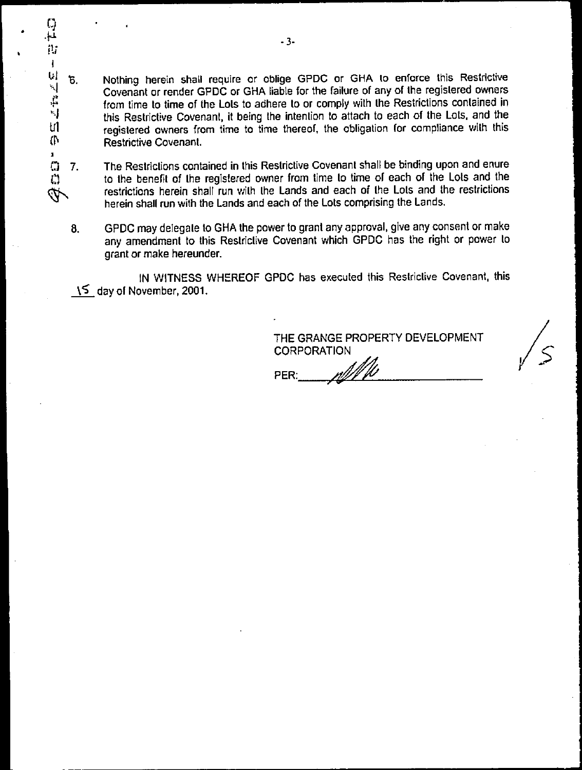6. Nothing herein shall require or oblige GPDC or GHA to enforce this Restrictive Covenant or render GPDC or GHA liable for the failure of any of the registered owners from time to time of the Lots to adhere to or comply with the Restrictions contained in this Restrictive Covenant, it being the intention to attach to each of the Lots, and the registered owners from time to time thereof, the obligation for compliance with this Restrictive Covenant.

7. The Restrictions contained in this Restrictive Covenant shall be binding upon and enure to the benefit of the registered owner from time to time of each of the Lots and the restrictions herein shall run with the Lands and each of the Lots and the restrictions herein shall run with the Lands and each of the Lots comprising the Lands.

8. GPDC may delegate to GHA the power to grant any approval, give any consent or make any amendment to this Restrictive Covenant which GPDC has the right or power to grant or make hereunder.

IN WITNESS WHEREOF GPDC has executed this Restrictive Covenant, this 15 day of November, 2001.

THE GRANGE PROPERTY DEVELOPMENT CORPORATION

PER: ____________________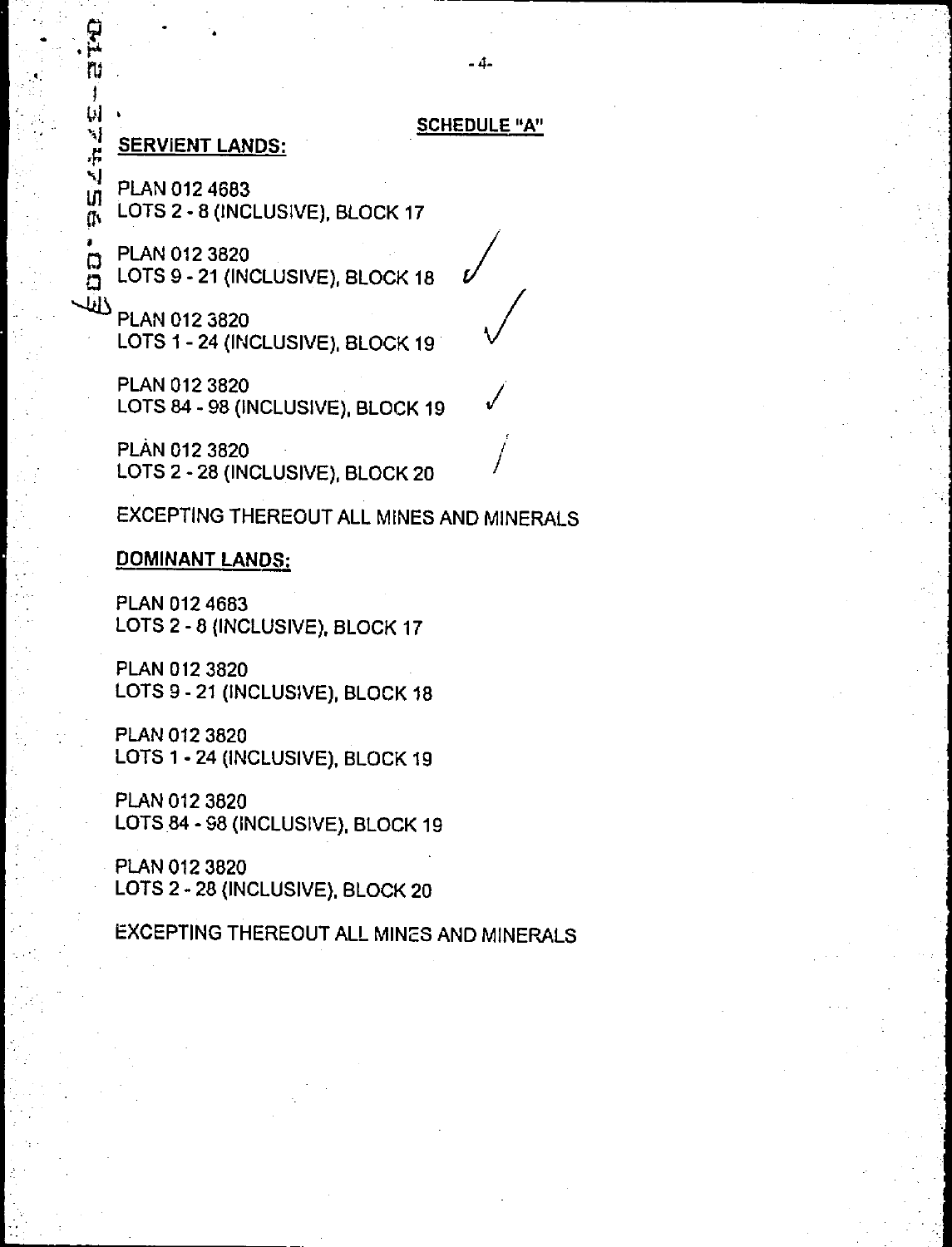## SCHEDULE "A"

**SERVIENT LANDS:**

PLAN 012 4683
LOTS 2 - 8 (INCLUSIVE), BLOCK 17

PLAN 012 3820
LOTS 9 - 21 (INCLUSIVE), BLOCK 18

PLAN 012 3820
LOTS 1 - 24 (INCLUSIVE), BLOCK 19

PLAN 012 3820
LOTS 84 - 98 (INCLUSIVE), BLOCK 19

PLAN 012 3820
LOTS 2 - 28 (INCLUSIVE), BLOCK 20

EXCEPTING THEREOUT ALL MINES AND MINERALS

**DOMINANT LANDS:**

PLAN 012 4683
LOTS 2 - 8 (INCLUSIVE), BLOCK 17

PLAN 012 3820
LOTS 9 - 21 (INCLUSIVE), BLOCK 18

PLAN 012 3820
LOTS 1 - 24 (INCLUSIVE), BLOCK 19

PLAN 012 3820
LOTS 84 - 98 (INCLUSIVE), BLOCK 19

PLAN 012 3820
LOTS 2 - 28 (INCLUSIVE), BLOCK 20

EXCEPTING THEREOUT ALL MINES AND MINERALS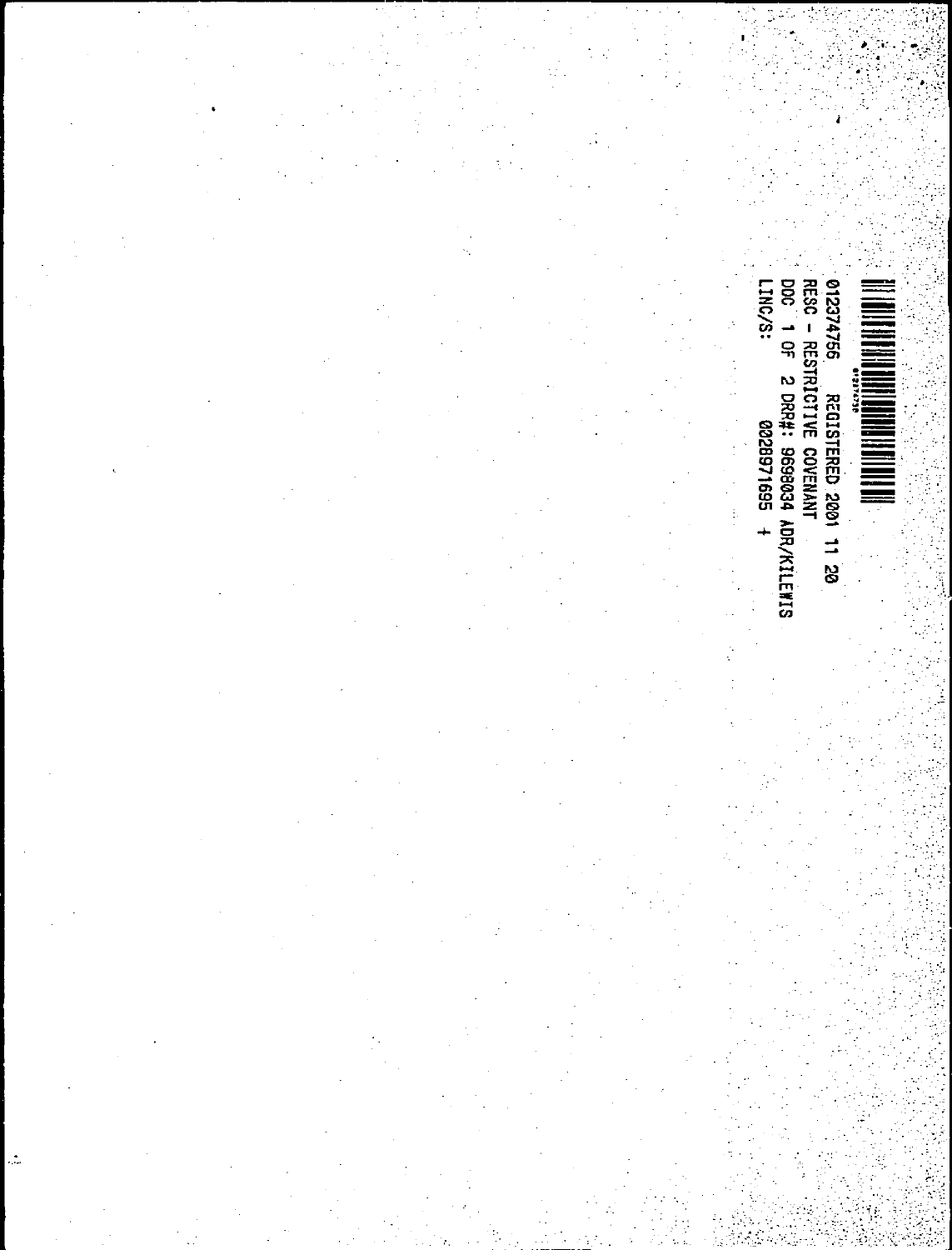01237475б REGISTERED 2001 11 20
RESC - RESTRICTIVE COVENANT
DOC 1 OF 2 DRR#: 9698034 ADR/KILEWIS
LINC/S: 0028971695 +